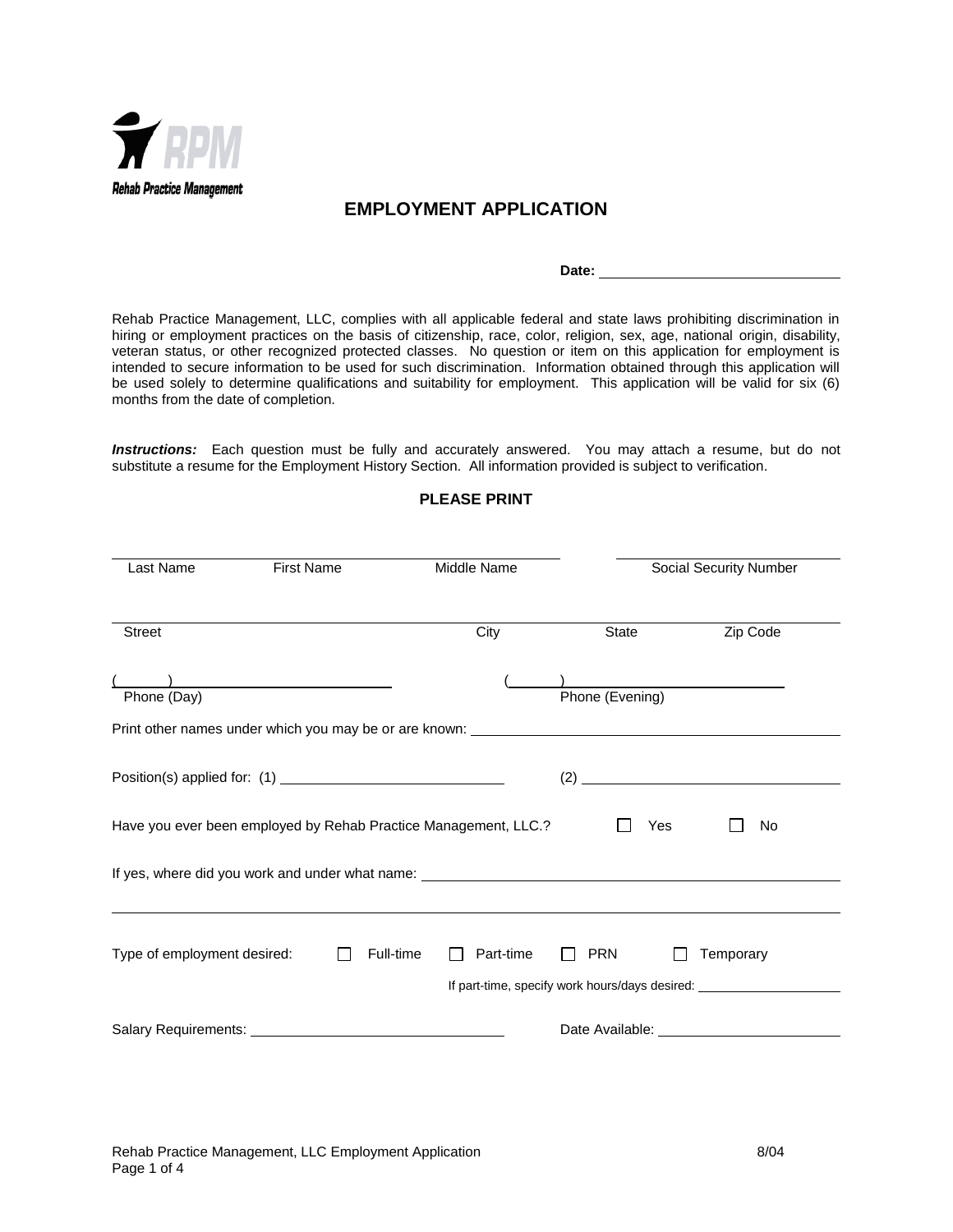RPM
Rehab Practice Management

# EMPLOYMENT APPLICATION

**Date:** ______________________________

Rehab Practice Management, LLC, complies with all applicable federal and state laws prohibiting discrimination in hiring or employment practices on the basis of citizenship, race, color, religion, sex, age, national origin, disability, veteran status, or other recognized protected classes. No question or item on this application for employment is intended to secure information to be used for such discrimination. Information obtained through this application will be used solely to determine qualifications and suitability for employment. This application will be valid for six (6) months from the date of completion.

***Instructions:*** Each question must be fully and accurately answered. You may attach a resume, but do not substitute a resume for the Employment History Section. All information provided is subject to verification.

**PLEASE PRINT**

______________________________________________ ______________________________
Last Name First Name Middle Name Social Security Number

__________________________________________________________________________
Street City State Zip Code

(______)__________________________ (______)__________________________
Phone (Day) Phone (Evening)

Print other names under which you may be or are known: ______________________________

Position(s) applied for: (1) ______________________________ (2) ______________________________

Have you ever been employed by Rehab Practice Management, LLC.? ☐ Yes ☐ No

If yes, where did you work and under what name: ______________________________

__________________________________________________________________________

Type of employment desired: ☐ Full-time ☐ Part-time ☐ PRN ☐ Temporary

If part-time, specify work hours/days desired: ____________________

Salary Requirements: ______________________________ Date Available: ______________________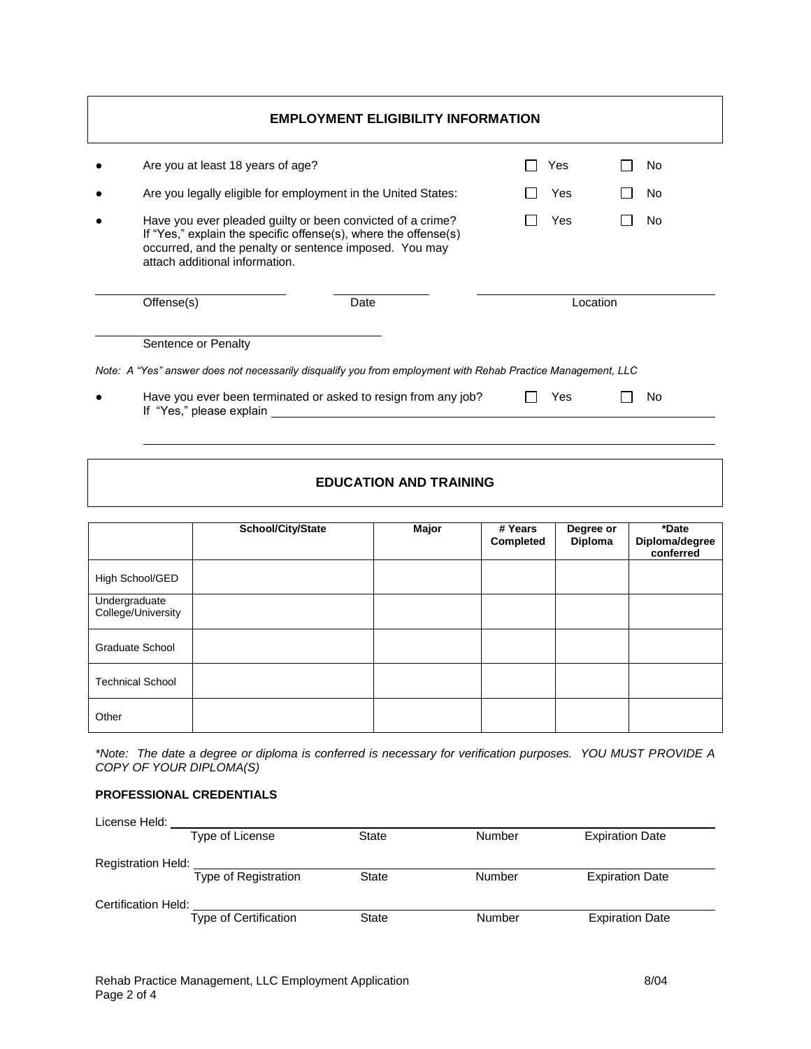## EMPLOYMENT ELIGIBILITY INFORMATION

- Are you at least 18 years of age? ☐ Yes ☐ No
- Are you legally eligible for employment in the United States: ☐ Yes ☐ No
- Have you ever pleaded guilty or been convicted of a crime? If "Yes," explain the specific offense(s), where the offense(s) occurred, and the penalty or sentence imposed. You may attach additional information. ☐ Yes ☐ No

______________________ ______________ ______________________________

Offense(s) Date Location

______________________________

Sentence or Penalty

*Note: A "Yes" answer does not necessarily disqualify you from employment with Rehab Practice Management, LLC*

- Have you ever been terminated or asked to resign from any job? ☐ Yes ☐ No
  If "Yes," please explain ______________________________________________

  ______________________________________________________________________

## EDUCATION AND TRAINING

| | School/City/State | Major | # Years Completed | Degree or Diploma | *Date Diploma/degree conferred |
|---|---|---|---|---|---|
| High School/GED | | | | | |
| Undergraduate College/University | | | | | |
| Graduate School | | | | | |
| Technical School | | | | | |
| Other | | | | | |

*\*Note: The date a degree or diploma is conferred is necessary for verification purposes. YOU MUST PROVIDE A COPY OF YOUR DIPLOMA(S)*

**PROFESSIONAL CREDENTIALS**

License Held: ______________________________________________________________

Type of License State Number Expiration Date

Registration Held: __________________________________________________________

Type of Registration State Number Expiration Date

Certification Held: __________________________________________________________

Type of Certification State Number Expiration Date

Rehab Practice Management, LLC Employment Application 8/04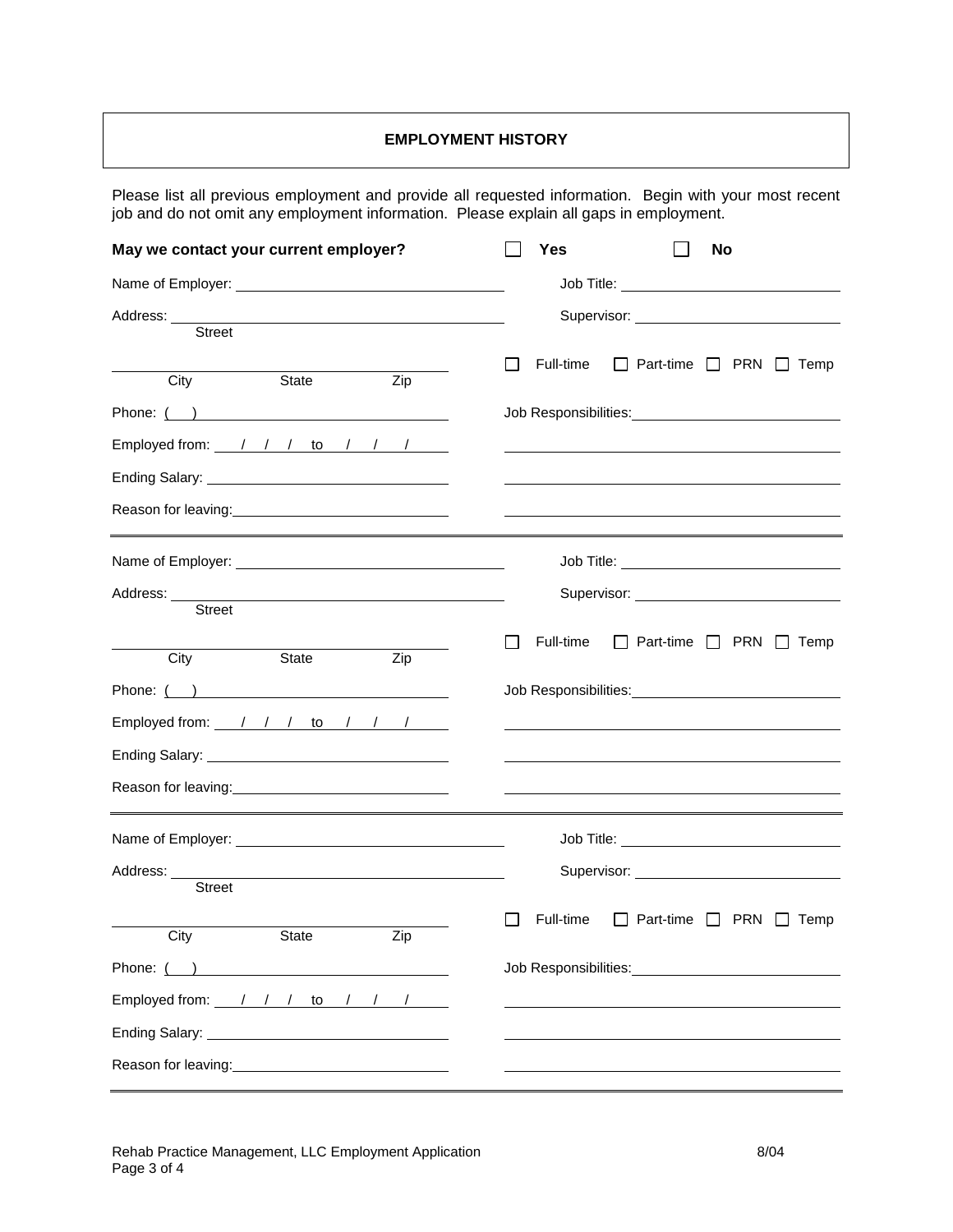## EMPLOYMENT HISTORY

Please list all previous employment and provide all requested information. Begin with your most recent job and do not omit any employment information. Please explain all gaps in employment.

**May we contact your current employer?** ☐ **Yes** ☐ **No**

Name of Employer: ______________________ Job Title: ______________________

Address: ______________________ Supervisor: ______________________
Street

______________________ ☐ Full-time ☐ Part-time ☐ PRN ☐ Temp
City State Zip

Phone: ( ) ______________________ Job Responsibilities: ______________________

Employed from: / / / to / / / ______________________

Ending Salary: ______________________ ______________________

Reason for leaving: ______________________ ______________________

---

Name of Employer: ______________________ Job Title: ______________________

Address: ______________________ Supervisor: ______________________
Street

______________________ ☐ Full-time ☐ Part-time ☐ PRN ☐ Temp
City State Zip

Phone: ( ) ______________________ Job Responsibilities: ______________________

Employed from: / / / to / / / ______________________

Ending Salary: ______________________ ______________________

Reason for leaving: ______________________ ______________________

---

Name of Employer: ______________________ Job Title: ______________________

Address: ______________________ Supervisor: ______________________
Street

______________________ ☐ Full-time ☐ Part-time ☐ PRN ☐ Temp
City State Zip

Phone: ( ) ______________________ Job Responsibilities: ______________________

Employed from: / / / to / / / ______________________

Ending Salary: ______________________ ______________________

Reason for leaving: ______________________ ______________________

---

Rehab Practice Management, LLC Employment Application 8/04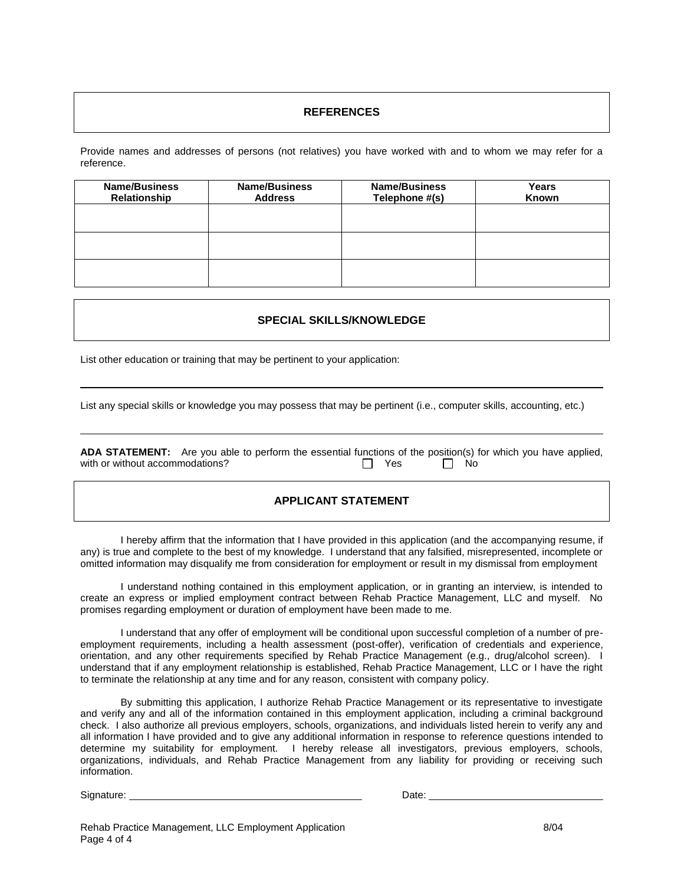## REFERENCES

Provide names and addresses of persons (not relatives) you have worked with and to whom we may refer for a reference.

| Name/Business Relationship | Name/Business Address | Name/Business Telephone #(s) | Years Known |
|---|---|---|---|
| | | | |
| | | | |
| | | | |

## SPECIAL SKILLS/KNOWLEDGE

List other education or training that may be pertinent to your application:

______________________________________________________________________________

List any special skills or knowledge you may possess that may be pertinent (i.e., computer skills, accounting, etc.)

______________________________________________________________________________

**ADA STATEMENT:** Are you able to perform the essential functions of the position(s) for which you have applied, with or without accommodations? ☐ Yes ☐ No

## APPLICANT STATEMENT

I hereby affirm that the information that I have provided in this application (and the accompanying resume, if any) is true and complete to the best of my knowledge. I understand that any falsified, misrepresented, incomplete or omitted information may disqualify me from consideration for employment or result in my dismissal from employment

I understand nothing contained in this employment application, or in granting an interview, is intended to create an express or implied employment contract between Rehab Practice Management, LLC and myself. No promises regarding employment or duration of employment have been made to me.

I understand that any offer of employment will be conditional upon successful completion of a number of pre-employment requirements, including a health assessment (post-offer), verification of credentials and experience, orientation, and any other requirements specified by Rehab Practice Management (e.g., drug/alcohol screen). I understand that if any employment relationship is established, Rehab Practice Management, LLC or I have the right to terminate the relationship at any time and for any reason, consistent with company policy.

By submitting this application, I authorize Rehab Practice Management or its representative to investigate and verify any and all of the information contained in this employment application, including a criminal background check. I also authorize all previous employers, schools, organizations, and individuals listed herein to verify any and all information I have provided and to give any additional information in response to reference questions intended to determine my suitability for employment. I hereby release all investigators, previous employers, schools, organizations, individuals, and Rehab Practice Management from any liability for providing or receiving such information.

Signature: ____________________________________ Date: ____________________________

Rehab Practice Management, LLC Employment Application 8/04